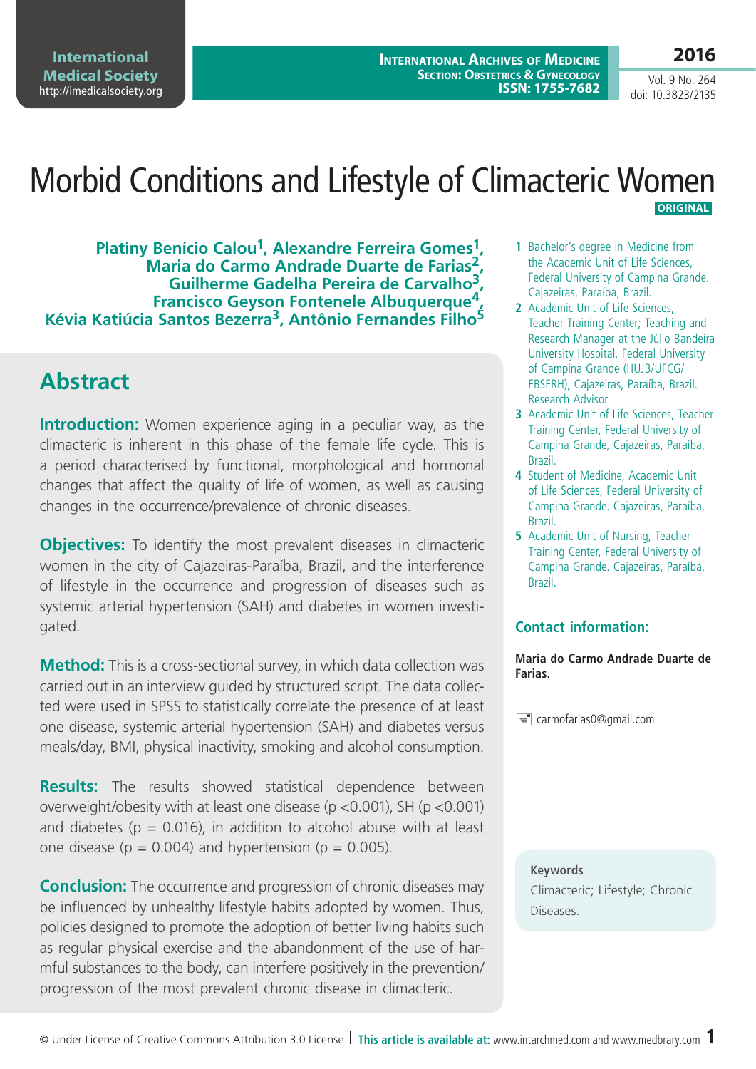# Morbid Conditions and Lifestyle of Climacteric Women

ORIGINAL

**Platiny Benício Calou[1], Alexandre Ferreira Gomes[1], Maria do Carmo Andrade Duarte de Farias[2], Guilherme Gadelha Pereira de Carvalho[3], Francisco Geyson Fontenele Albuquerque[4], Kévia Katiúcia Santos Bezerra[3], Antônio Fernandes Filho[5]**

1 Bachelor's degree in Medicine from the Academic Unit of Life Sciences, Federal University of Campina Grande. Cajazeiras, Paraíba, Brazil.

2 Academic Unit of Life Sciences, Teacher Training Center; Teaching and Research Manager at the Júlio Bandeira University Hospital, Federal University of Campina Grande (HUJB/UFCG/EBSERH), Cajazeiras, Paraíba, Brazil. Research Advisor.

3 Academic Unit of Life Sciences, Teacher Training Center, Federal University of Campina Grande, Cajazeiras, Paraíba, Brazil.

4 Student of Medicine, Academic Unit of Life Sciences, Federal University of Campina Grande. Cajazeiras, Paraíba, Brazil.

5 Academic Unit of Nursing, Teacher Training Center, Federal University of Campina Grande. Cajazeiras, Paraíba, Brazil.

### Contact information:

**Maria do Carmo Andrade Duarte de Farias.**

carmofarias0@gmail.com

## Abstract

**Introduction:** Women experience aging in a peculiar way, as the climacteric is inherent in this phase of the female life cycle. This is a period characterised by functional, morphological and hormonal changes that affect the quality of life of women, as well as causing changes in the occurrence/prevalence of chronic diseases.

**Objectives:** To identify the most prevalent diseases in climacteric women in the city of Cajazeiras-Paraíba, Brazil, and the interference of lifestyle in the occurrence and progression of diseases such as systemic arterial hypertension (SAH) and diabetes in women investigated.

**Method:** This is a cross-sectional survey, in which data collection was carried out in an interview guided by structured script. The data collected were used in SPSS to statistically correlate the presence of at least one disease, systemic arterial hypertension (SAH) and diabetes versus meals/day, BMI, physical inactivity, smoking and alcohol consumption.

**Results:** The results showed statistical dependence between overweight/obesity with at least one disease ($p < 0.001$), SH ($p < 0.001$) and diabetes ($p = 0.016$), in addition to alcohol abuse with at least one disease ($p = 0.004$) and hypertension ($p = 0.005$).

**Conclusion:** The occurrence and progression of chronic diseases may be influenced by unhealthy lifestyle habits adopted by women. Thus, policies designed to promote the adoption of better living habits such as regular physical exercise and the abandonment of the use of harmful substances to the body, can interfere positively in the prevention/progression of the most prevalent chronic disease in climacteric.

**Keywords**

Climacteric; Lifestyle; Chronic Diseases.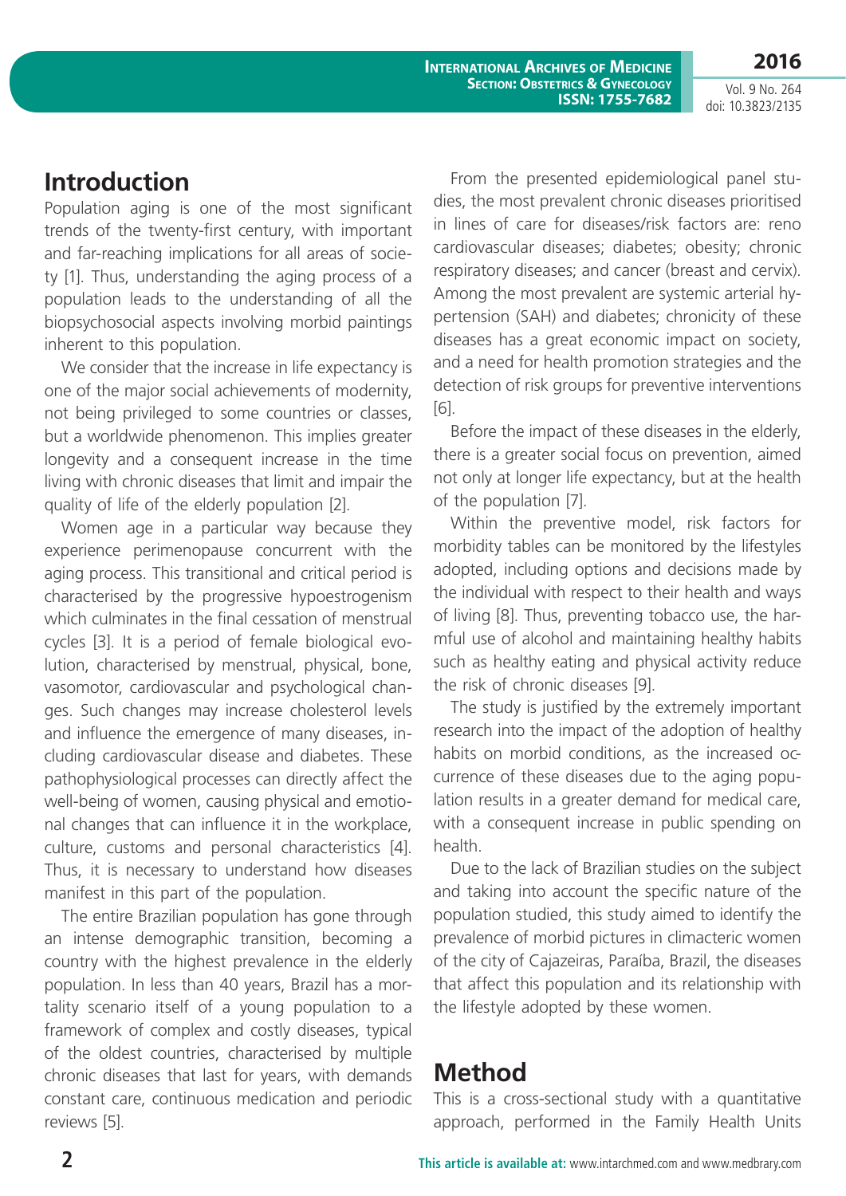## Introduction

Population aging is one of the most significant trends of the twenty-first century, with important and far-reaching implications for all areas of society [1]. Thus, understanding the aging process of a population leads to the understanding of all the biopsychosocial aspects involving morbid paintings inherent to this population.

We consider that the increase in life expectancy is one of the major social achievements of modernity, not being privileged to some countries or classes, but a worldwide phenomenon. This implies greater longevity and a consequent increase in the time living with chronic diseases that limit and impair the quality of life of the elderly population [2].

Women age in a particular way because they experience perimenopause concurrent with the aging process. This transitional and critical period is characterised by the progressive hypoestrogenism which culminates in the final cessation of menstrual cycles [3]. It is a period of female biological evolution, characterised by menstrual, physical, bone, vasomotor, cardiovascular and psychological changes. Such changes may increase cholesterol levels and influence the emergence of many diseases, including cardiovascular disease and diabetes. These pathophysiological processes can directly affect the well-being of women, causing physical and emotional changes that can influence it in the workplace, culture, customs and personal characteristics [4]. Thus, it is necessary to understand how diseases manifest in this part of the population.

The entire Brazilian population has gone through an intense demographic transition, becoming a country with the highest prevalence in the elderly population. In less than 40 years, Brazil has a mortality scenario itself of a young population to a framework of complex and costly diseases, typical of the oldest countries, characterised by multiple chronic diseases that last for years, with demands constant care, continuous medication and periodic reviews [5].

From the presented epidemiological panel studies, the most prevalent chronic diseases prioritised in lines of care for diseases/risk factors are: reno cardiovascular diseases; diabetes; obesity; chronic respiratory diseases; and cancer (breast and cervix). Among the most prevalent are systemic arterial hypertension (SAH) and diabetes; chronicity of these diseases has a great economic impact on society, and a need for health promotion strategies and the detection of risk groups for preventive interventions [6].

Before the impact of these diseases in the elderly, there is a greater social focus on prevention, aimed not only at longer life expectancy, but at the health of the population [7].

Within the preventive model, risk factors for morbidity tables can be monitored by the lifestyles adopted, including options and decisions made by the individual with respect to their health and ways of living [8]. Thus, preventing tobacco use, the harmful use of alcohol and maintaining healthy habits such as healthy eating and physical activity reduce the risk of chronic diseases [9].

The study is justified by the extremely important research into the impact of the adoption of healthy habits on morbid conditions, as the increased occurrence of these diseases due to the aging population results in a greater demand for medical care, with a consequent increase in public spending on health.

Due to the lack of Brazilian studies on the subject and taking into account the specific nature of the population studied, this study aimed to identify the prevalence of morbid pictures in climacteric women of the city of Cajazeiras, Paraíba, Brazil, the diseases that affect this population and its relationship with the lifestyle adopted by these women.

## Method

This is a cross-sectional study with a quantitative approach, performed in the Family Health Units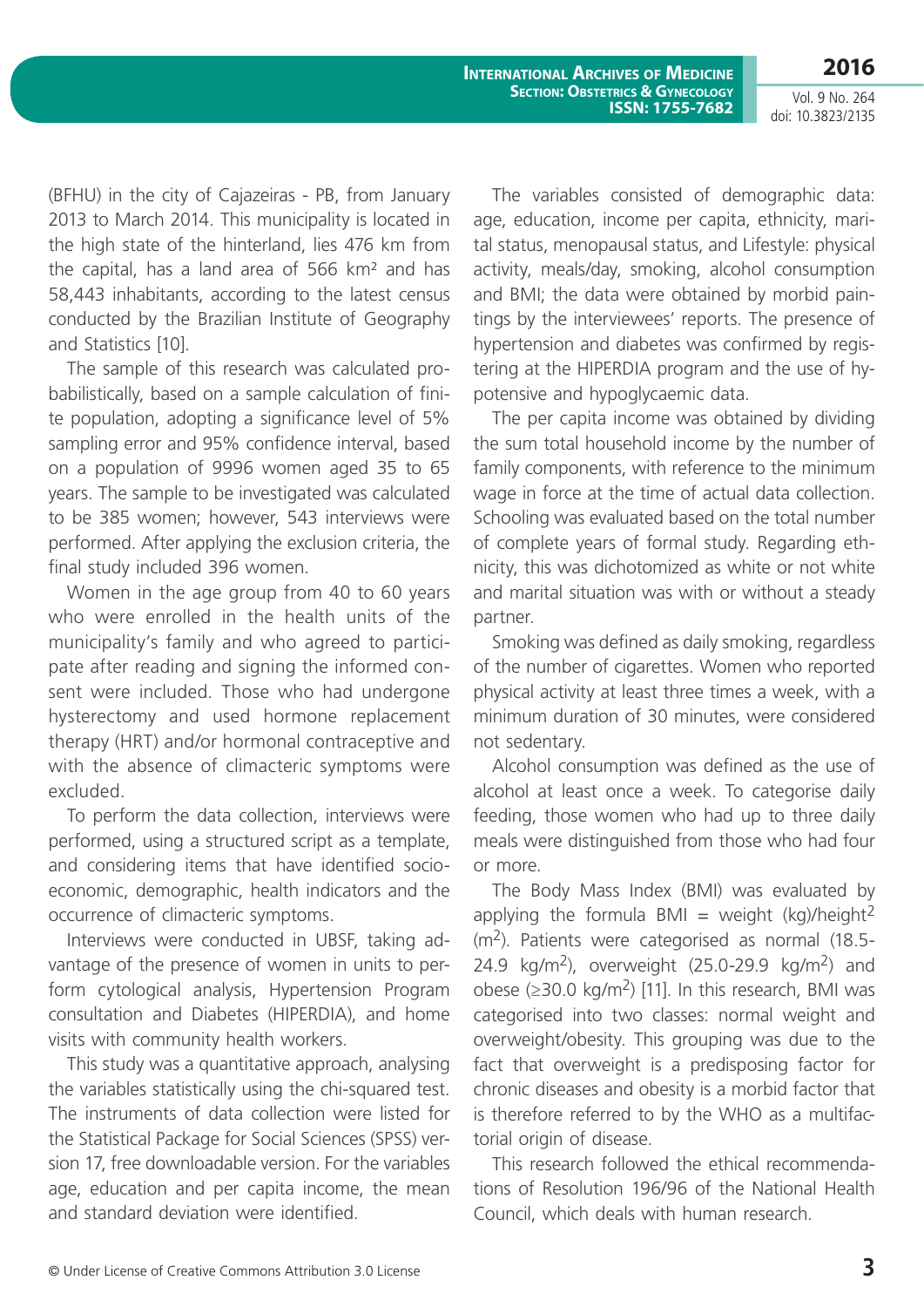(BFHU) in the city of Cajazeiras - PB, from January 2013 to March 2014. This municipality is located in the high state of the hinterland, lies 476 km from the capital, has a land area of 566 km² and has 58,443 inhabitants, according to the latest census conducted by the Brazilian Institute of Geography and Statistics [10].

The sample of this research was calculated probabilistically, based on a sample calculation of finite population, adopting a significance level of 5% sampling error and 95% confidence interval, based on a population of 9996 women aged 35 to 65 years. The sample to be investigated was calculated to be 385 women; however, 543 interviews were performed. After applying the exclusion criteria, the final study included 396 women.

Women in the age group from 40 to 60 years who were enrolled in the health units of the municipality's family and who agreed to participate after reading and signing the informed consent were included. Those who had undergone hysterectomy and used hormone replacement therapy (HRT) and/or hormonal contraceptive and with the absence of climacteric symptoms were excluded.

To perform the data collection, interviews were performed, using a structured script as a template, and considering items that have identified socioeconomic, demographic, health indicators and the occurrence of climacteric symptoms.

Interviews were conducted in UBSF, taking advantage of the presence of women in units to perform cytological analysis, Hypertension Program consultation and Diabetes (HIPERDIA), and home visits with community health workers.

This study was a quantitative approach, analysing the variables statistically using the chi-squared test. The instruments of data collection were listed for the Statistical Package for Social Sciences (SPSS) version 17, free downloadable version. For the variables age, education and per capita income, the mean and standard deviation were identified.

The variables consisted of demographic data: age, education, income per capita, ethnicity, marital status, menopausal status, and Lifestyle: physical activity, meals/day, smoking, alcohol consumption and BMI; the data were obtained by morbid paintings by the interviewees' reports. The presence of hypertension and diabetes was confirmed by registering at the HIPERDIA program and the use of hypotensive and hypoglycaemic data.

The per capita income was obtained by dividing the sum total household income by the number of family components, with reference to the minimum wage in force at the time of actual data collection. Schooling was evaluated based on the total number of complete years of formal study. Regarding ethnicity, this was dichotomized as white or not white and marital situation was with or without a steady partner.

Smoking was defined as daily smoking, regardless of the number of cigarettes. Women who reported physical activity at least three times a week, with a minimum duration of 30 minutes, were considered not sedentary.

Alcohol consumption was defined as the use of alcohol at least once a week. To categorise daily feeding, those women who had up to three daily meals were distinguished from those who had four or more.

The Body Mass Index (BMI) was evaluated by applying the formula BMI = weight (kg)/height$^2$ (m$^2$). Patients were categorised as normal (18.5-24.9 kg/m$^2$), overweight (25.0-29.9 kg/m$^2$) and obese ($\geq$30.0 kg/m$^2$) [11]. In this research, BMI was categorised into two classes: normal weight and overweight/obesity. This grouping was due to the fact that overweight is a predisposing factor for chronic diseases and obesity is a morbid factor that is therefore referred to by the WHO as a multifactorial origin of disease.

This research followed the ethical recommendations of Resolution 196/96 of the National Health Council, which deals with human research.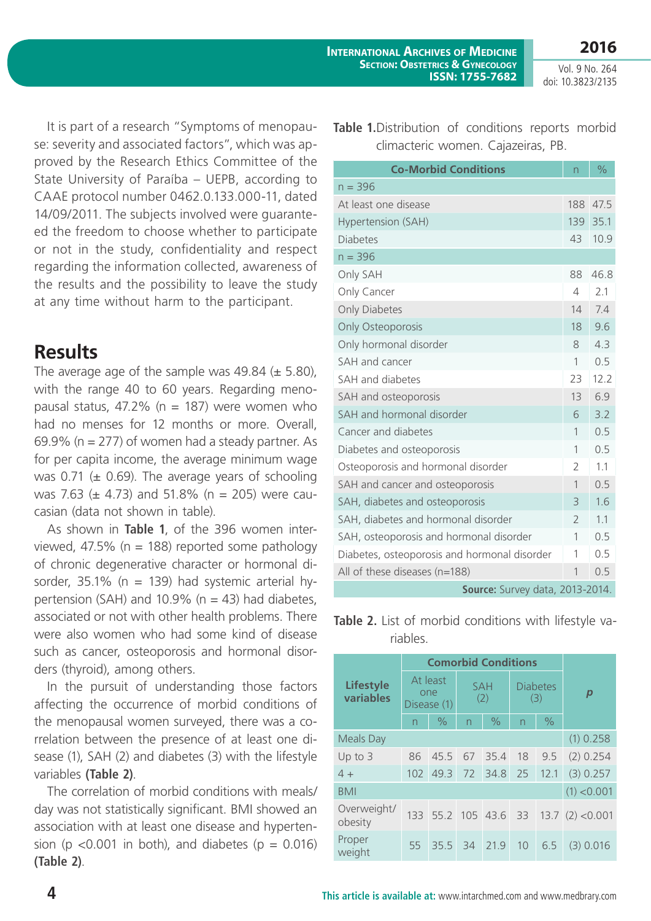It is part of a research "Symptoms of menopause: severity and associated factors", which was approved by the Research Ethics Committee of the State University of Paraíba – UEPB, according to CAAE protocol number 0462.0.133.000-11, dated 14/09/2011. The subjects involved were guaranteed the freedom to choose whether to participate or not in the study, confidentiality and respect regarding the information collected, awareness of the results and the possibility to leave the study at any time without harm to the participant.

## Results

The average age of the sample was 49.84 (± 5.80), with the range 40 to 60 years. Regarding menopausal status, 47.2% (n = 187) were women who had no menses for 12 months or more. Overall, 69.9% (n = 277) of women had a steady partner. As for per capita income, the average minimum wage was 0.71 (± 0.69). The average years of schooling was 7.63 (± 4.73) and 51.8% (n = 205) were caucasian (data not shown in table).

As shown in **Table 1**, of the 396 women interviewed, 47.5% (n = 188) reported some pathology of chronic degenerative character or hormonal disorder, 35.1% (n = 139) had systemic arterial hypertension (SAH) and 10.9% (n = 43) had diabetes, associated or not with other health problems. There were also women who had some kind of disease such as cancer, osteoporosis and hormonal disorders (thyroid), among others.

In the pursuit of understanding those factors affecting the occurrence of morbid conditions of the menopausal women surveyed, there was a correlation between the presence of at least one disease (1), SAH (2) and diabetes (3) with the lifestyle variables **(Table 2)**.

The correlation of morbid conditions with meals/day was not statistically significant. BMI showed an association with at least one disease and hypertension (p <0.001 in both), and diabetes (p = 0.016) **(Table 2)**.

**Table 1.** Distribution of conditions reports morbid climacteric women. Cajazeiras, PB.

| Co-Morbid Conditions | n | % |
|---|---|---|
| n = 396 | | |
| At least one disease | 188 | 47.5 |
| Hypertension (SAH) | 139 | 35.1 |
| Diabetes | 43 | 10.9 |
| n = 396 | | |
| Only SAH | 88 | 46.8 |
| Only Cancer | 4 | 2.1 |
| Only Diabetes | 14 | 7.4 |
| Only Osteoporosis | 18 | 9.6 |
| Only hormonal disorder | 8 | 4.3 |
| SAH and cancer | 1 | 0.5 |
| SAH and diabetes | 23 | 12.2 |
| SAH and osteoporosis | 13 | 6.9 |
| SAH and hormonal disorder | 6 | 3.2 |
| Cancer and diabetes | 1 | 0.5 |
| Diabetes and osteoporosis | 1 | 0.5 |
| Osteoporosis and hormonal disorder | 2 | 1.1 |
| SAH and cancer and osteoporosis | 1 | 0.5 |
| SAH, diabetes and osteoporosis | 3 | 1.6 |
| SAH, diabetes and hormonal disorder | 2 | 1.1 |
| SAH, osteoporosis and hormonal disorder | 1 | 0.5 |
| Diabetes, osteoporosis and hormonal disorder | 1 | 0.5 |
| All of these diseases (n=188) | 1 | 0.5 |

**Source:** Survey data, 2013-2014.

**Table 2.** List of morbid conditions with lifestyle variables.

| Lifestyle variables | Comorbid Conditions | | | | | | p |
|---|---|---|---|---|---|---|---|
| | At least one Disease (1) | | SAH (2) | | Diabetes (3) | | |
| | n | % | n | % | n | % | |
| Meals Day | | | | | | | (1) 0.258 |
| Up to 3 | 86 | 45.5 | 67 | 35.4 | 18 | 9.5 | (2) 0.254 |
| 4 + | 102 | 49.3 | 72 | 34.8 | 25 | 12.1 | (3) 0.257 |
| BMI | | | | | | | (1) <0.001 |
| Overweight/ obesity | 133 | 55.2 | 105 | 43.6 | 33 | 13.7 | (2) <0.001 |
| Proper weight | 55 | 35.5 | 34 | 21.9 | 10 | 6.5 | (3) 0.016 |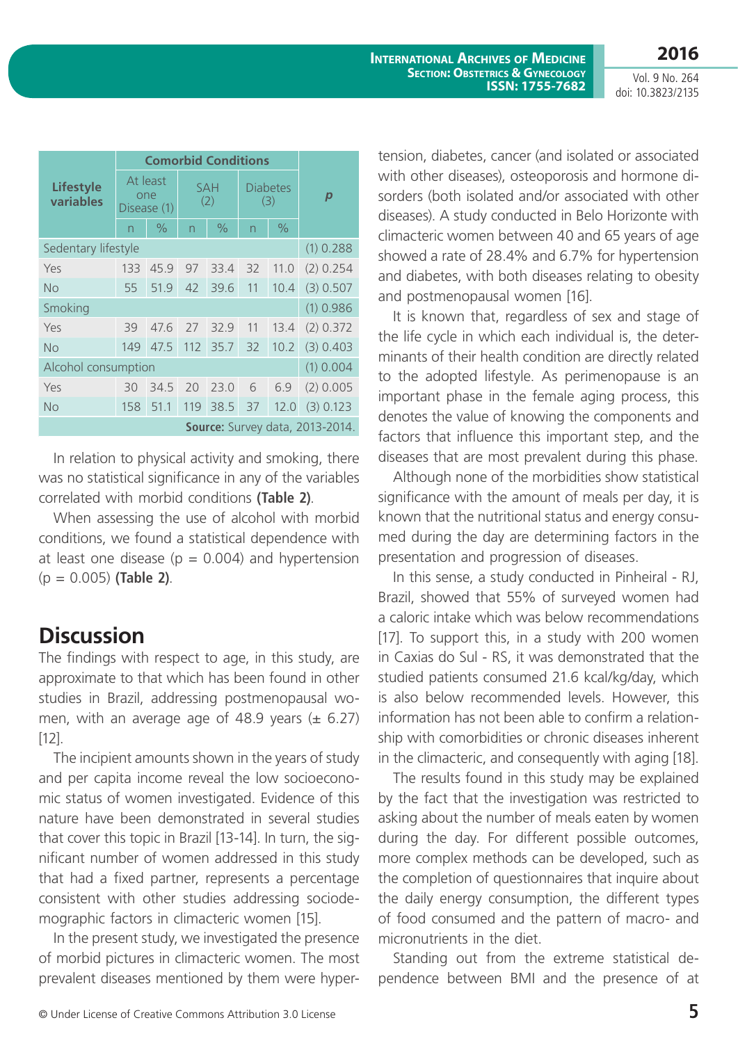| Lifestyle variables | Comorbid Conditions | | | | | | p |
|---|---|---|---|---|---|---|---|
| | At least one Disease (1) | | SAH (2) | | Diabetes (3) | | |
| | n | % | n | % | n | % | |
| Sedentary lifestyle | | | | | | | (1) 0.288 |
| Yes | 133 | 45.9 | 97 | 33.4 | 32 | 11.0 | (2) 0.254 |
| No | 55 | 51.9 | 42 | 39.6 | 11 | 10.4 | (3) 0.507 |
| Smoking | | | | | | | (1) 0.986 |
| Yes | 39 | 47.6 | 27 | 32.9 | 11 | 13.4 | (2) 0.372 |
| No | 149 | 47.5 | 112 | 35.7 | 32 | 10.2 | (3) 0.403 |
| Alcohol consumption | | | | | | | (1) 0.004 |
| Yes | 30 | 34.5 | 20 | 23.0 | 6 | 6.9 | (2) 0.005 |
| No | 158 | 51.1 | 119 | 38.5 | 37 | 12.0 | (3) 0.123 |

**Source:** Survey data, 2013-2014.

In relation to physical activity and smoking, there was no statistical significance in any of the variables correlated with morbid conditions **(Table 2)**.

When assessing the use of alcohol with morbid conditions, we found a statistical dependence with at least one disease ($p = 0.004$) and hypertension ($p = 0.005$) **(Table 2)**.

## Discussion

The findings with respect to age, in this study, are approximate to that which has been found in other studies in Brazil, addressing postmenopausal women, with an average age of 48.9 years (± 6.27) [12].

The incipient amounts shown in the years of study and per capita income reveal the low socioeconomic status of women investigated. Evidence of this nature have been demonstrated in several studies that cover this topic in Brazil [13-14]. In turn, the significant number of women addressed in this study that had a fixed partner, represents a percentage consistent with other studies addressing sociodemographic factors in climacteric women [15].

In the present study, we investigated the presence of morbid pictures in climacteric women. The most prevalent diseases mentioned by them were hypertension, diabetes, cancer (and isolated or associated with other diseases), osteoporosis and hormone disorders (both isolated and/or associated with other diseases). A study conducted in Belo Horizonte with climacteric women between 40 and 65 years of age showed a rate of 28.4% and 6.7% for hypertension and diabetes, with both diseases relating to obesity and postmenopausal women [16].

It is known that, regardless of sex and stage of the life cycle in which each individual is, the determinants of their health condition are directly related to the adopted lifestyle. As perimenopause is an important phase in the female aging process, this denotes the value of knowing the components and factors that influence this important step, and the diseases that are most prevalent during this phase.

Although none of the morbidities show statistical significance with the amount of meals per day, it is known that the nutritional status and energy consumed during the day are determining factors in the presentation and progression of diseases.

In this sense, a study conducted in Pinheiral - RJ, Brazil, showed that 55% of surveyed women had a caloric intake which was below recommendations [17]. To support this, in a study with 200 women in Caxias do Sul - RS, it was demonstrated that the studied patients consumed 21.6 kcal/kg/day, which is also below recommended levels. However, this information has not been able to confirm a relationship with comorbidities or chronic diseases inherent in the climacteric, and consequently with aging [18].

The results found in this study may be explained by the fact that the investigation was restricted to asking about the number of meals eaten by women during the day. For different possible outcomes, more complex methods can be developed, such as the completion of questionnaires that inquire about the daily energy consumption, the different types of food consumed and the pattern of macro- and micronutrients in the diet.

Standing out from the extreme statistical dependence between BMI and the presence of at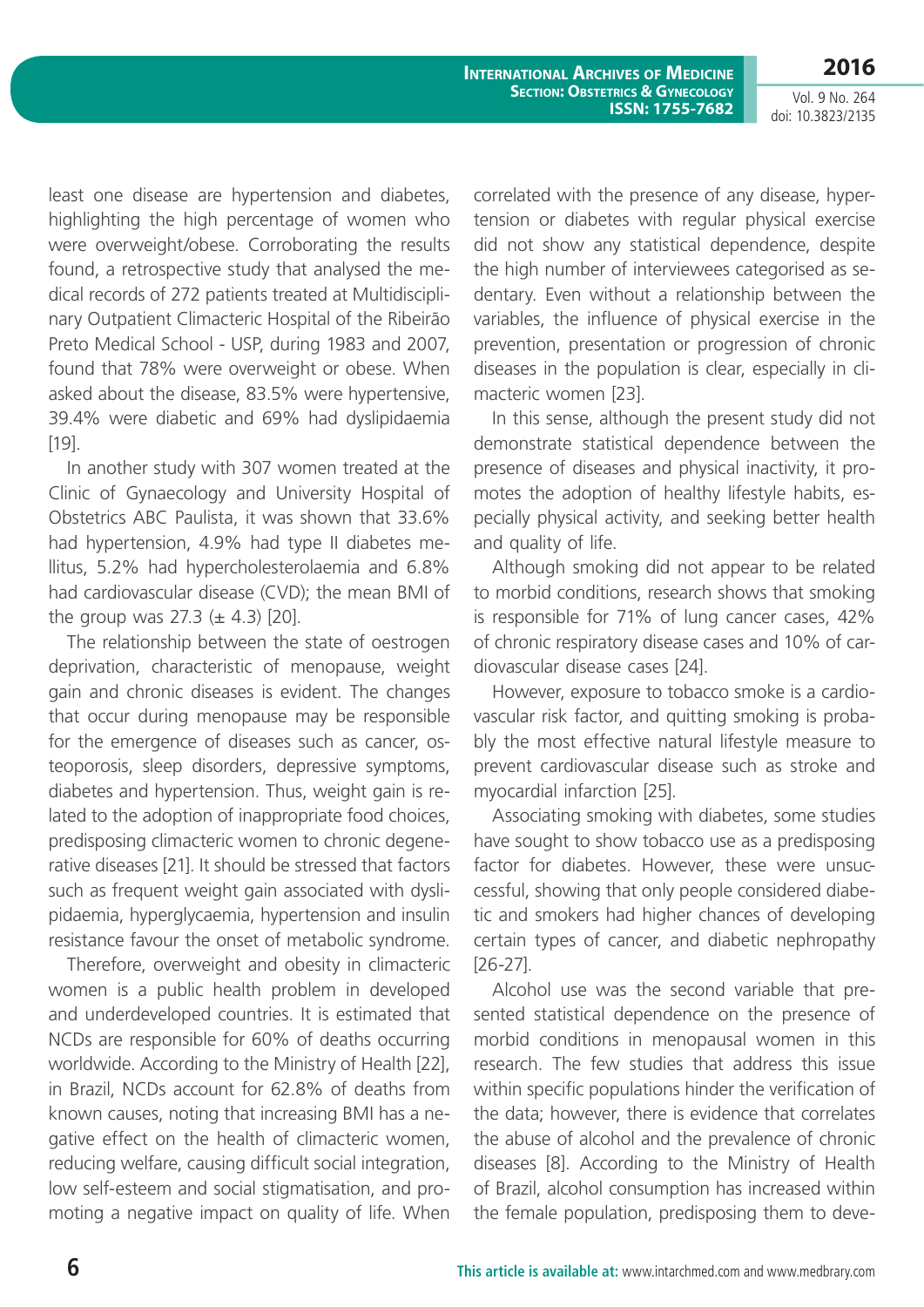least one disease are hypertension and diabetes, highlighting the high percentage of women who were overweight/obese. Corroborating the results found, a retrospective study that analysed the medical records of 272 patients treated at Multidisciplinary Outpatient Climacteric Hospital of the Ribeirão Preto Medical School - USP, during 1983 and 2007, found that 78% were overweight or obese. When asked about the disease, 83.5% were hypertensive, 39.4% were diabetic and 69% had dyslipidaemia [19].

In another study with 307 women treated at the Clinic of Gynaecology and University Hospital of Obstetrics ABC Paulista, it was shown that 33.6% had hypertension, 4.9% had type II diabetes mellitus, 5.2% had hypercholesterolaemia and 6.8% had cardiovascular disease (CVD); the mean BMI of the group was 27.3 (± 4.3) [20].

The relationship between the state of oestrogen deprivation, characteristic of menopause, weight gain and chronic diseases is evident. The changes that occur during menopause may be responsible for the emergence of diseases such as cancer, osteoporosis, sleep disorders, depressive symptoms, diabetes and hypertension. Thus, weight gain is related to the adoption of inappropriate food choices, predisposing climacteric women to chronic degenerative diseases [21]. It should be stressed that factors such as frequent weight gain associated with dyslipidaemia, hyperglycaemia, hypertension and insulin resistance favour the onset of metabolic syndrome.

Therefore, overweight and obesity in climacteric women is a public health problem in developed and underdeveloped countries. It is estimated that NCDs are responsible for 60% of deaths occurring worldwide. According to the Ministry of Health [22], in Brazil, NCDs account for 62.8% of deaths from known causes, noting that increasing BMI has a negative effect on the health of climacteric women, reducing welfare, causing difficult social integration, low self-esteem and social stigmatisation, and promoting a negative impact on quality of life. When correlated with the presence of any disease, hypertension or diabetes with regular physical exercise did not show any statistical dependence, despite the high number of interviewees categorised as sedentary. Even without a relationship between the variables, the influence of physical exercise in the prevention, presentation or progression of chronic diseases in the population is clear, especially in climacteric women [23].

In this sense, although the present study did not demonstrate statistical dependence between the presence of diseases and physical inactivity, it promotes the adoption of healthy lifestyle habits, especially physical activity, and seeking better health and quality of life.

Although smoking did not appear to be related to morbid conditions, research shows that smoking is responsible for 71% of lung cancer cases, 42% of chronic respiratory disease cases and 10% of cardiovascular disease cases [24].

However, exposure to tobacco smoke is a cardiovascular risk factor, and quitting smoking is probably the most effective natural lifestyle measure to prevent cardiovascular disease such as stroke and myocardial infarction [25].

Associating smoking with diabetes, some studies have sought to show tobacco use as a predisposing factor for diabetes. However, these were unsuccessful, showing that only people considered diabetic and smokers had higher chances of developing certain types of cancer, and diabetic nephropathy [26-27].

Alcohol use was the second variable that presented statistical dependence on the presence of morbid conditions in menopausal women in this research. The few studies that address this issue within specific populations hinder the verification of the data; however, there is evidence that correlates the abuse of alcohol and the prevalence of chronic diseases [8]. According to the Ministry of Health of Brazil, alcohol consumption has increased within the female population, predisposing them to deve-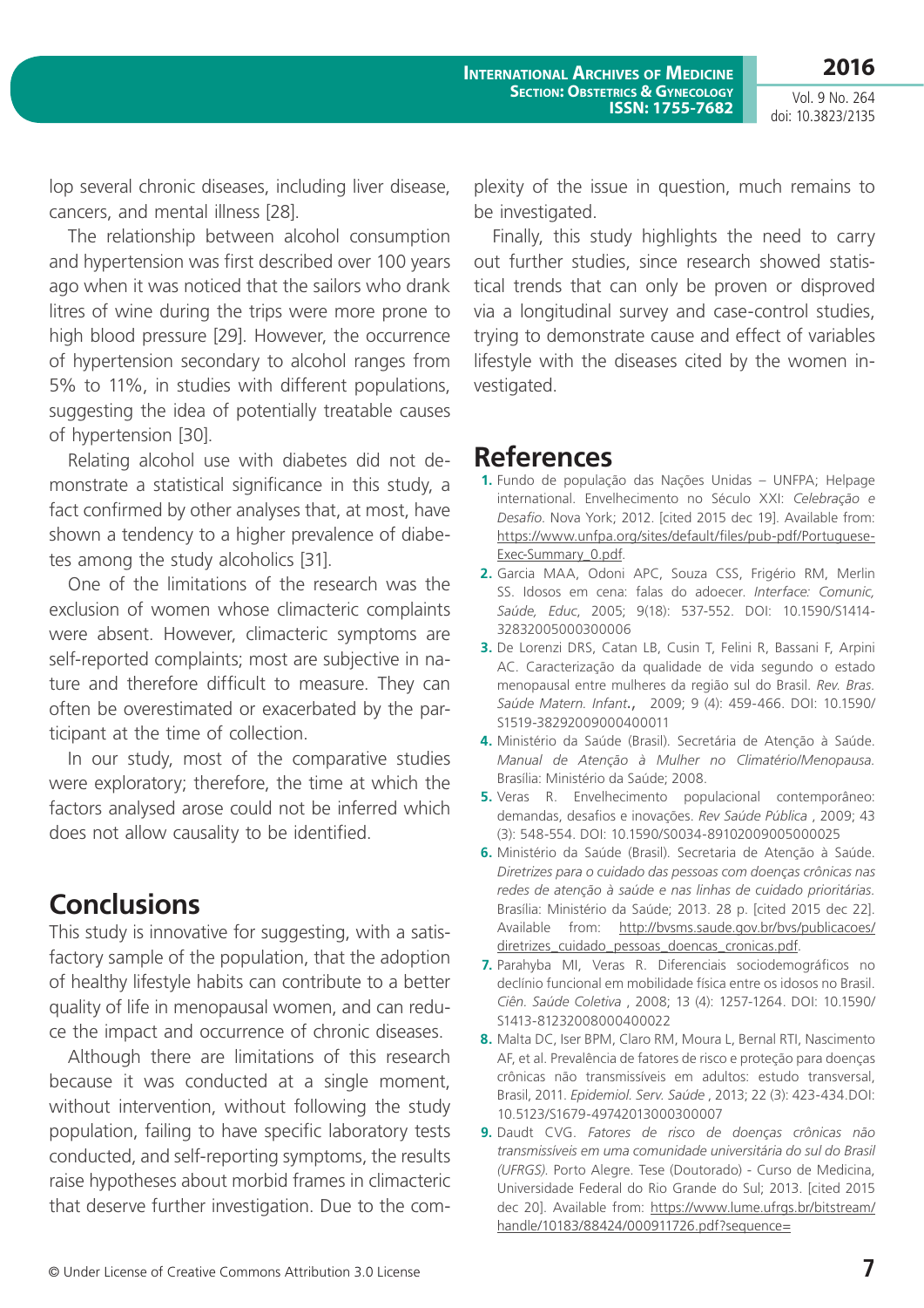lop several chronic diseases, including liver disease, cancers, and mental illness [28].

The relationship between alcohol consumption and hypertension was first described over 100 years ago when it was noticed that the sailors who drank litres of wine during the trips were more prone to high blood pressure [29]. However, the occurrence of hypertension secondary to alcohol ranges from 5% to 11%, in studies with different populations, suggesting the idea of potentially treatable causes of hypertension [30].

Relating alcohol use with diabetes did not demonstrate a statistical significance in this study, a fact confirmed by other analyses that, at most, have shown a tendency to a higher prevalence of diabetes among the study alcoholics [31].

One of the limitations of the research was the exclusion of women whose climacteric complaints were absent. However, climacteric symptoms are self-reported complaints; most are subjective in nature and therefore difficult to measure. They can often be overestimated or exacerbated by the participant at the time of collection.

In our study, most of the comparative studies were exploratory; therefore, the time at which the factors analysed arose could not be inferred which does not allow causality to be identified.

## Conclusions

This study is innovative for suggesting, with a satisfactory sample of the population, that the adoption of healthy lifestyle habits can contribute to a better quality of life in menopausal women, and can reduce the impact and occurrence of chronic diseases.

Although there are limitations of this research because it was conducted at a single moment, without intervention, without following the study population, failing to have specific laboratory tests conducted, and self-reporting symptoms, the results raise hypotheses about morbid frames in climacteric that deserve further investigation. Due to the complexity of the issue in question, much remains to be investigated.

Finally, this study highlights the need to carry out further studies, since research showed statistical trends that can only be proven or disproved via a longitudinal survey and case-control studies, trying to demonstrate cause and effect of variables lifestyle with the diseases cited by the women investigated.

## References

1. Fundo de população das Nações Unidas – UNFPA; Helpage international. Envelhecimento no Século XXI: *Celebração e Desafio*. Nova York; 2012. [cited 2015 dec 19]. Available from: https://www.unfpa.org/sites/default/files/pub-pdf/Portuguese-Exec-Summary_0.pdf.
2. Garcia MAA, Odoni APC, Souza CSS, Frigério RM, Merlin SS. Idosos em cena: falas do adoecer. *Interface: Comunic, Saúde, Educ*, 2005; 9(18): 537-552. DOI: 10.1590/S1414-32832005000300006
3. De Lorenzi DRS, Catan LB, Cusin T, Felini R, Bassani F, Arpini AC. Caracterização da qualidade de vida segundo o estado menopausal entre mulheres da região sul do Brasil. *Rev. Bras. Saúde Matern. Infant.*, 2009; 9 (4): 459-466. DOI: 10.1590/S1519-38292009000400011
4. Ministério da Saúde (Brasil). Secretária de Atenção à Saúde. *Manual de Atenção à Mulher no Climatério/Menopausa.* Brasília: Ministério da Saúde; 2008.
5. Veras R. Envelhecimento populacional contemporâneo: demandas, desafios e inovações. *Rev Saúde Pública* , 2009; 43 (3): 548-554. DOI: 10.1590/S0034-89102009005000025
6. Ministério da Saúde (Brasil). Secretaria de Atenção à Saúde. *Diretrizes para o cuidado das pessoas com doenças crônicas nas redes de atenção à saúde e nas linhas de cuidado prioritárias.* Brasília: Ministério da Saúde; 2013. 28 p. [cited 2015 dez 22]. Available from: http://bvsms.saude.gov.br/bvs/publicacoes/diretrizes_cuidado_pessoas_doencas_cronicas.pdf.
7. Parahyba MI, Veras R. Diferenciais sociodemográficos no declínio funcional em mobilidade física entre os idosos no Brasil. *Ciên. Saúde Coletiva* , 2008; 13 (4): 1257-1264. DOI: 10.1590/S1413-81232008000400022
8. Malta DC, Iser BPM, Claro RM, Moura L, Bernal RTI, Nascimento AF, et al. Prevalência de fatores de risco e proteção para doenças crônicas não transmissíveis em adultos: estudo transversal, Brasil, 2011. *Epidemiol. Serv. Saúde* , 2013; 22 (3): 423-434.DOI: 10.5123/S1679-49742013000300007
9. Daudt CVG. *Fatores de risco de doenças crônicas não transmissíveis em uma comunidade universitária do sul do Brasil (UFRGS).* Porto Alegre. Tese (Doutorado) - Curso de Medicina, Universidade Federal do Rio Grande do Sul; 2013. [cited 2015 dec 20]. Available from: https://www.lume.ufrgs.br/bitstream/handle/10183/88424/000911726.pdf?sequence=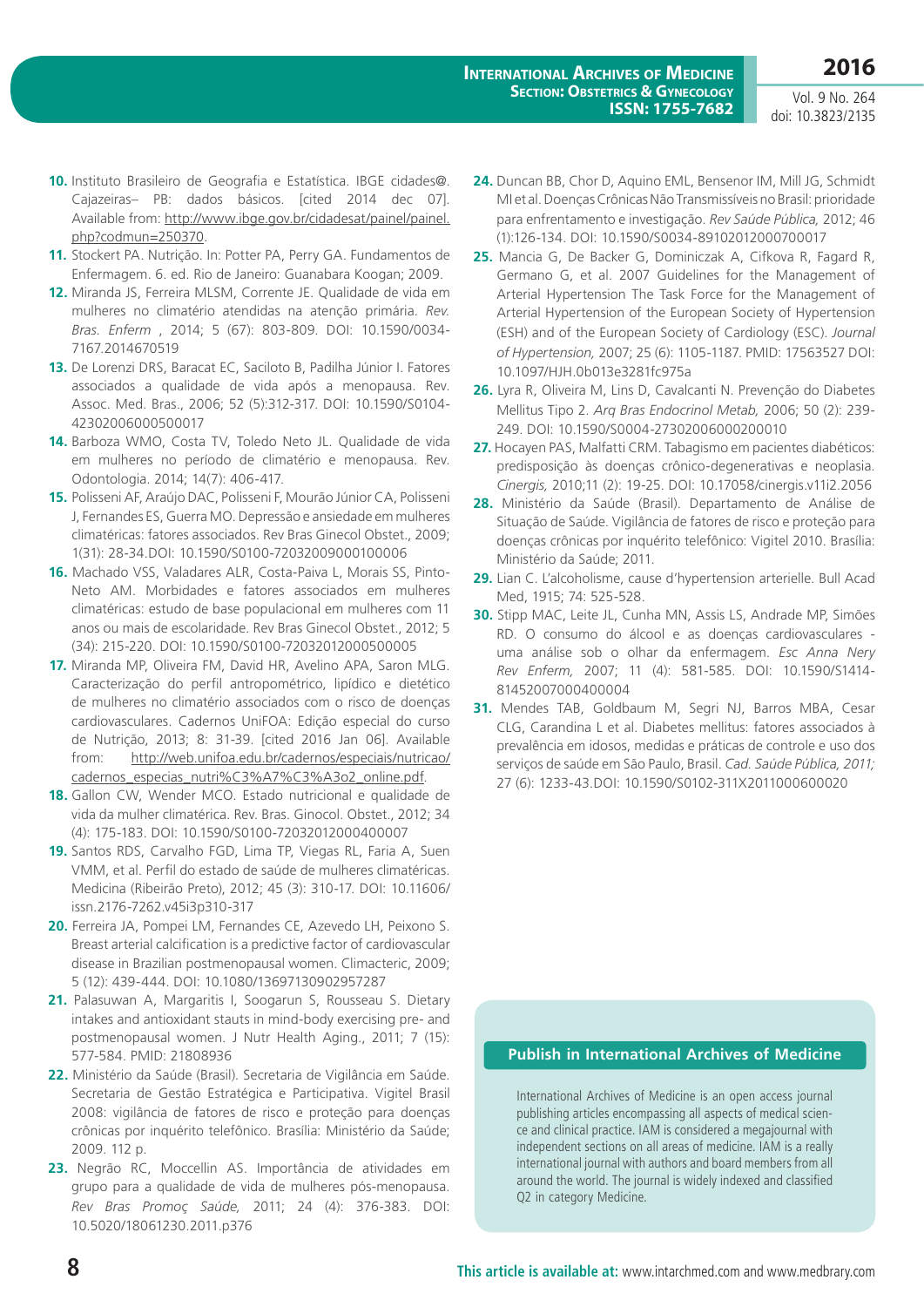10. Instituto Brasileiro de Geografia e Estatística. IBGE cidades@. Cajazeiras– PB: dados básicos. [cited 2014 dec 07]. Available from: http://www.ibge.gov.br/cidadesat/painel/painel.php?codmun=250370.
11. Stockert PA. Nutrição. In: Potter PA, Perry GA. Fundamentos de Enfermagem. 6. ed. Rio de Janeiro: Guanabara Koogan; 2009.
12. Miranda JS, Ferreira MLSM, Corrente JE. Qualidade de vida em mulheres no climatério atendidas na atenção primária. *Rev. Bras. Enferm* , 2014; 5 (67): 803-809. DOI: 10.1590/0034-7167.2014670519
13. De Lorenzi DRS, Baracat EC, Saciloto B, Padilha Júnior I. Fatores associados a qualidade de vida após a menopausa. Rev. Assoc. Med. Bras., 2006; 52 (5):312-317. DOI: 10.1590/S0104-42302006000500017
14. Barboza WMO, Costa TV, Toledo Neto JL. Qualidade de vida em mulheres no período de climatério e menopausa. Rev. Odontologia. 2014; 14(7): 406-417.
15. Polisseni AF, Araújo DAC, Polisseni F, Mourão Júnior CA, Polisseni J, Fernandes ES, Guerra MO. Depressão e ansiedade em mulheres climatéricas: fatores associados. Rev Bras Ginecol Obstet., 2009; 1(31): 28-34.DOI: 10.1590/S0100-72032009000100006
16. Machado VSS, Valadares ALR, Costa-Paiva L, Morais SS, Pinto-Neto AM. Morbidades e fatores associados em mulheres climatéricas: estudo de base populacional em mulheres com 11 anos ou mais de escolaridade. Rev Bras Ginecol Obstet., 2012; 5 (34): 215-220. DOI: 10.1590/S0100-72032012000500005
17. Miranda MP, Oliveira FM, David HR, Avelino APA, Saron MLG. Caracterização do perfil antropométrico, lipídico e dietético de mulheres no climatério associados com o risco de doenças cardiovasculares. Cadernos UniFOA: Edição especial do curso de Nutrição, 2013; 8: 31-39. [cited 2016 Jan 06]. Available from: http://web.unifoa.edu.br/cadernos/especiais/nutricao/cadernos_especias_nutri%C3%A7%C3%A3o2_online.pdf.
18. Gallon CW, Wender MCO. Estado nutricional e qualidade de vida da mulher climatérica. Rev. Bras. Ginocol. Obstet., 2012; 34 (4): 175-183. DOI: 10.1590/S0100-72032012000400007
19. Santos RDS, Carvalho FGD, Lima TP, Viegas RL, Faria A, Suen VMM, et al. Perfil do estado de saúde de mulheres climatéricas. Medicina (Ribeirão Preto), 2012; 45 (3): 310-17. DOI: 10.11606/issn.2176-7262.v45i3p310-317
20. Ferreira JA, Pompei LM, Fernandes CE, Azevedo LH, Peixono S. Breast arterial calcification is a predictive factor of cardiovascular disease in Brazilian postmenopausal women. Climacteric, 2009; 5 (12): 439-444. DOI: 10.1080/13697130902957287
21. Palasuwan A, Margaritis I, Soogarun S, Rousseau S. Dietary intakes and antioxidant stauts in mind-body exercising pre- and postmenopausal women. J Nutr Health Aging., 2011; 7 (15): 577-584. PMID: 21808936
22. Ministério da Saúde (Brasil). Secretaria de Vigilância em Saúde. Secretaria de Gestão Estratégica e Participativa. Vigitel Brasil 2008: vigilância de fatores de risco e proteção para doenças crônicas por inquérito telefônico. Brasília: Ministério da Saúde; 2009. 112 p.
23. Negrão RC, Moccellin AS. Importância de atividades em grupo para a qualidade de vida de mulheres pós-menopausa. *Rev Bras Promoç Saúde,* 2011; 24 (4): 376-383. DOI: 10.5020/18061230.2011.p376
24. Duncan BB, Chor D, Aquino EML, Bensenor IM, Mill JG, Schmidt MI et al. Doenças Crônicas Não Transmissíveis no Brasil: prioridade para enfrentamento e investigação. *Rev Saúde Pública,* 2012; 46 (1):126-134. DOI: 10.1590/S0034-89102012000700017
25. Mancia G, De Backer G, Dominiczak A, Cifkova R, Fagard R, Germano G, et al. 2007 Guidelines for the Management of Arterial Hypertension The Task Force for the Management of Arterial Hypertension of the European Society of Hypertension (ESH) and of the European Society of Cardiology (ESC). *Journal of Hypertension,* 2007; 25 (6): 1105-1187. PMID: 17563527 DOI: 10.1097/HJH.0b013e3281fc975a
26. Lyra R, Oliveira M, Lins D, Cavalcanti N. Prevenção do Diabetes Mellitus Tipo 2. *Arq Bras Endocrinol Metab,* 2006; 50 (2): 239-249. DOI: 10.1590/S0004-27302006000200010
27. Hocayen PAS, Malfatti CRM. Tabagismo em pacientes diabéticos: predisposição às doenças crônico-degenerativas e neoplasia. *Cinergis,* 2010;11 (2): 19-25. DOI: 10.17058/cinergis.v11i2.2056
28. Ministério da Saúde (Brasil). Departamento de Análise de Situação de Saúde. Vigilância de fatores de risco e proteção para doenças crônicas por inquérito telefônico: Vigitel 2010. Brasília: Ministério da Saúde; 2011.
29. Lian C. L'alcoholisme, cause d'hypertension arterielle. Bull Acad Med, 1915; 74: 525-528.
30. Stipp MAC, Leite JL, Cunha MN, Assis LS, Andrade MP, Simões RD. O consumo do álcool e as doenças cardiovasculares - uma análise sob o olhar da enfermagem. *Esc Anna Nery Rev Enferm,* 2007; 11 (4): 581-585. DOI: 10.1590/S1414-81452007000400004
31. Mendes TAB, Goldbaum M, Segri NJ, Barros MBA, Cesar CLG, Carandina L et al. Diabetes mellitus: fatores associados à prevalência em idosos, medidas e práticas de controle e uso dos serviços de saúde em São Paulo, Brasil. *Cad. Saúde Pública, 2011;* 27 (6): 1233-43.DOI: 10.1590/S0102-311X2011000600020

**Publish in International Archives of Medicine**

International Archives of Medicine is an open access journal publishing articles encompassing all aspects of medical science and clinical practice. IAM is considered a megajournal with independent sections on all areas of medicine. IAM is a really international journal with authors and board members from all around the world. The journal is widely indexed and classified Q2 in category Medicine.